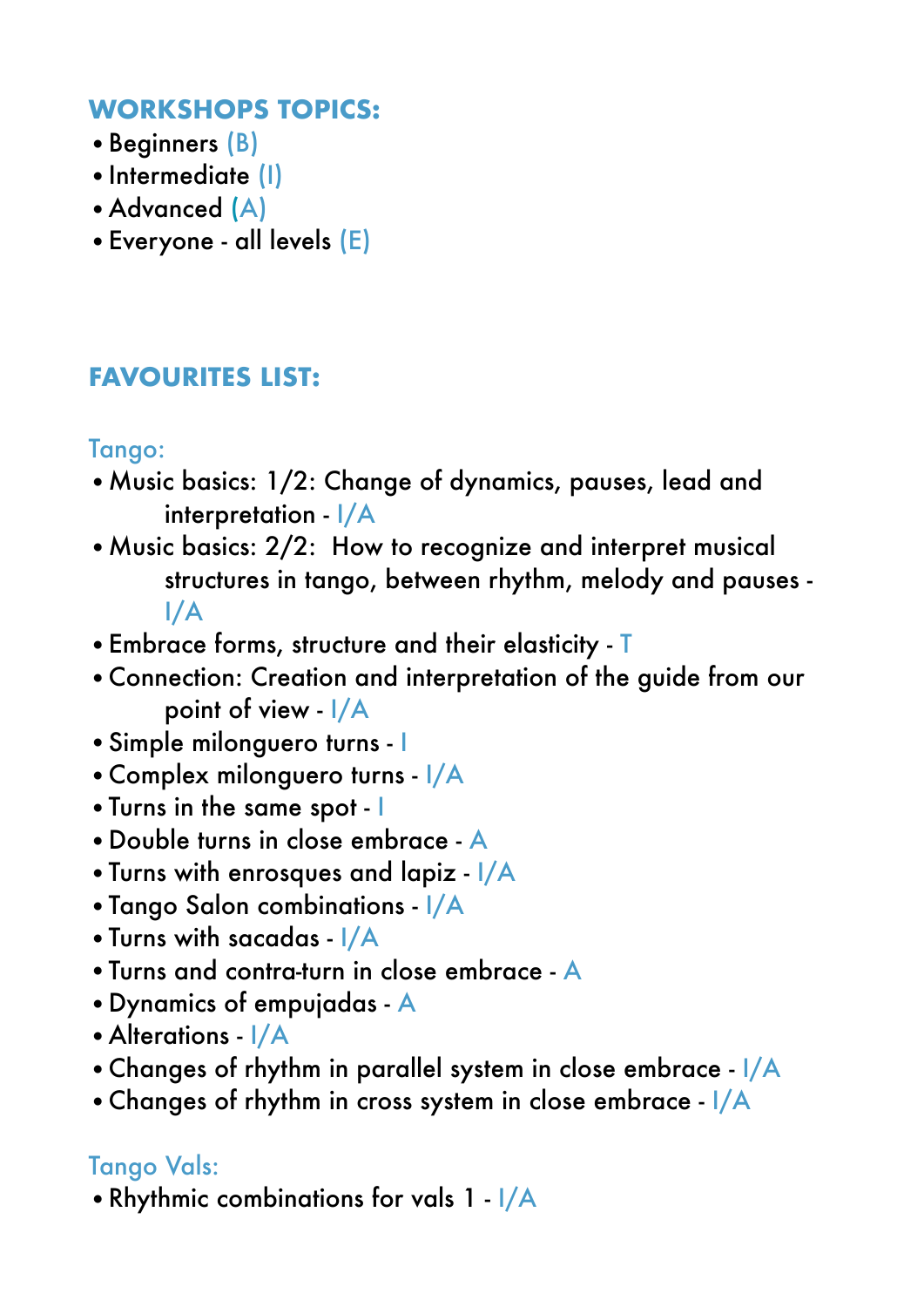## WORKSHOPS TOPICS:

- Beginners (B)
- Intermediate (I)
- Advanced (A)
- Everyone - all levels (E)

## FAVOURITES LIST:

### Tango:

- Music basics: 1/2: Change of dynamics, pauses, lead and interpretation - I/A
- Music basics: 2/2: How to recognize and interpret musical structures in tango, between rhythm, melody and pauses - I/A
- Embrace forms, structure and their elasticity - T
- Connection: Creation and interpretation of the guide from our point of view - I/A
- Simple milonguero turns - I
- Complex milonguero turns - I/A
- Turns in the same spot - I
- Double turns in close embrace - A
- Turns with enrosques and lapiz - I/A
- Tango Salon combinations - I/A
- Turns with sacadas - I/A
- Turns and contra-turn in close embrace - A
- Dynamics of empujadas - A
- Alterations - I/A
- Changes of rhythm in parallel system in close embrace - I/A
- Changes of rhythm in cross system in close embrace - I/A

### Tango Vals:

- Rhythmic combinations for vals 1 - I/A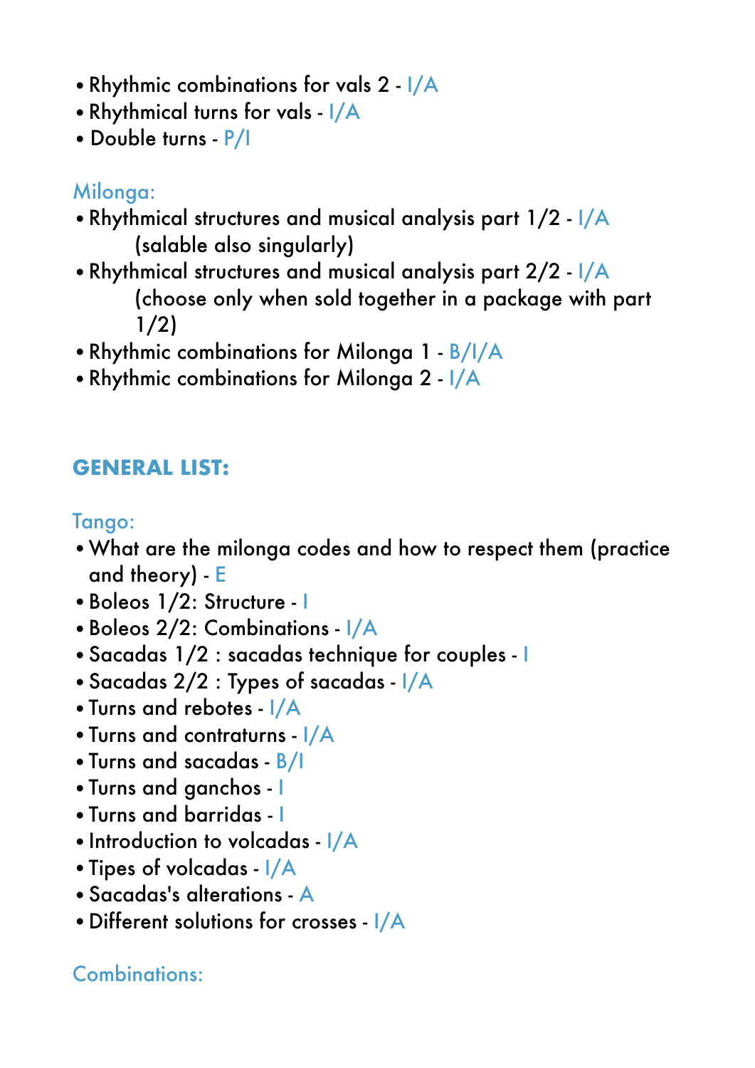- Rhythmic combinations for vals 2 - I/A
- Rhythmical turns for vals - I/A
- Double turns - P/I

Milonga:

- Rhythmical structures and musical analysis part 1/2 - I/A
  (salable also singularly)
- Rhythmical structures and musical analysis part 2/2 - I/A
  (choose only when sold together in a package with part 1/2)
- Rhythmic combinations for Milonga 1 - B/I/A
- Rhythmic combinations for Milonga 2 - I/A

## GENERAL LIST:

Tango:

- What are the milonga codes and how to respect them (practice and theory) - E
- Boleos 1/2: Structure - I
- Boleos 2/2: Combinations - I/A
- Sacadas 1/2 : sacadas technique for couples - I
- Sacadas 2/2 : Types of sacadas - I/A
- Turns and rebotes - I/A
- Turns and contraturns - I/A
- Turns and sacadas - B/I
- Turns and ganchos - I
- Turns and barridas - I
- Introduction to volcadas - I/A
- Tipes of volcadas - I/A
- Sacadas's alterations - A
- Different solutions for crosses - I/A

Combinations: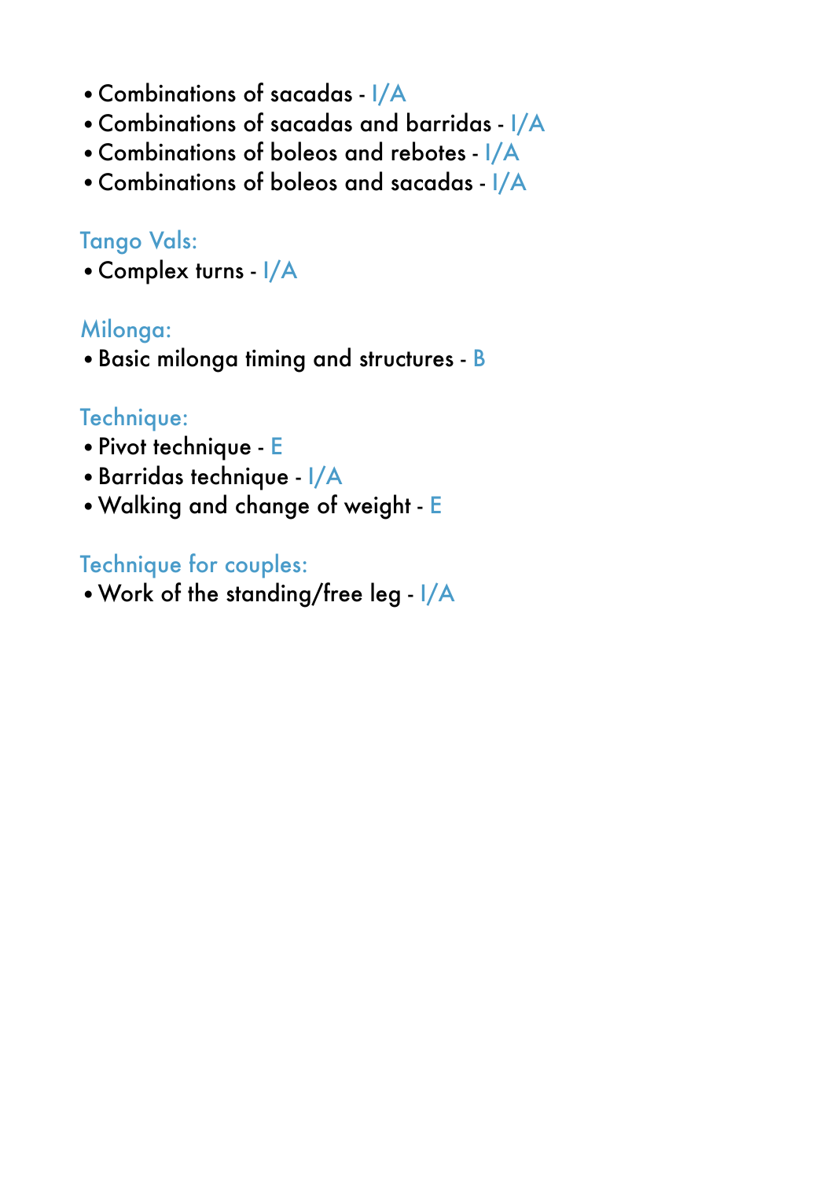- Combinations of sacadas - I/A
- Combinations of sacadas and barridas - I/A
- Combinations of boleos and rebotes - I/A
- Combinations of boleos and sacadas - I/A

## Tango Vals:

- Complex turns - I/A

## Milonga:

- Basic milonga timing and structures - B

## Technique:

- Pivot technique - E
- Barridas technique - I/A
- Walking and change of weight - E

## Technique for couples:

- Work of the standing/free leg - I/A